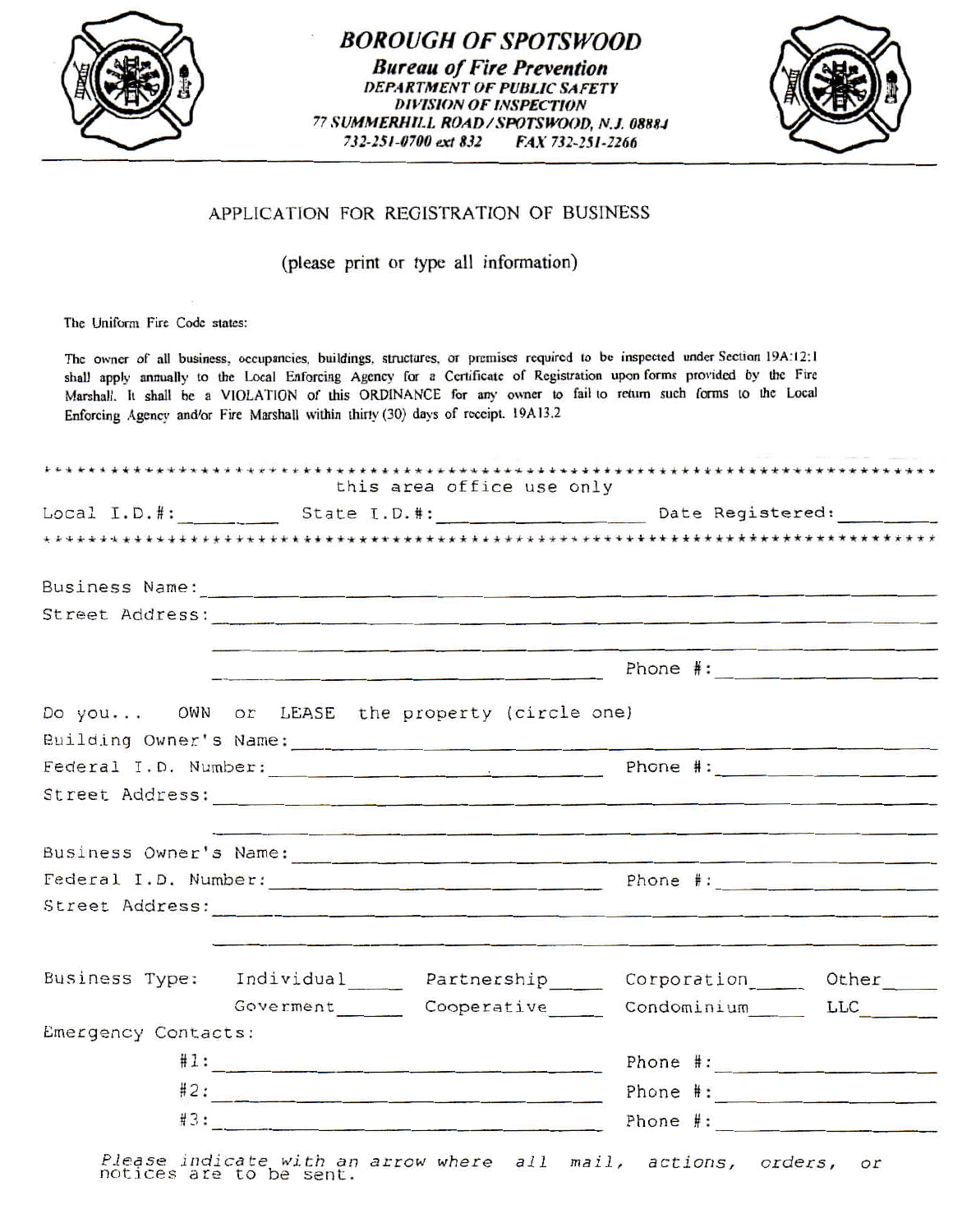# BOROUGH OF SPOTSWOOD

## Bureau of Fire Prevention

***DEPARTMENT OF PUBLIC SAFETY***
***DIVISION OF INSPECTION***
***77 SUMMERHILL ROAD / SPOTSWOOD, N.J. 08884***
***732-251-0700 ext 832 FAX 732-251-2266***

---

## APPLICATION FOR REGISTRATION OF BUSINESS

(please print or type all information)

The Uniform Fire Code states:

The owner of all business, occupancies, buildings, structures, or premises required to be inspected under Section 19A:12:1 shall apply annually to the Local Enforcing Agency for a Certificate of Registration upon forms provided by the Fire Marshall. It shall be a VIOLATION of this ORDINANCE for any owner to fail to return such forms to the Local Enforcing Agency and/or Fire Marshall within thirty (30) days of receipt. 19A13.2

*************************************************************************

this area office use only

Local I.D.#: ________ State I.D.#: __________________ Date Registered: ________

*************************************************************************

Business Name: ____________________________________________

Street Address: ____________________________________________

____________________________________________

____________________________________ Phone #: ______________

Do you... OWN or LEASE the property (circle one)

Building Owner's Name: ____________________________________________

Federal I.D. Number: ______________________ Phone #: ______________

Street Address: ____________________________________________

____________________________________________

Business Owner's Name: ____________________________________________

Federal I.D. Number: ______________________ Phone #: ______________

Street Address: ____________________________________________

____________________________________________

Business Type: Individual____ Partnership____ Corporation____ Other____

Goverment_____ Cooperative____ Condominium____ LLC______

Emergency Contacts:

#1: ______________________________ Phone #: ______________

#2: ______________________________ Phone #: ______________

#3: ______________________________ Phone #: ______________

*Please indicate with an arrow where all mail, actions, orders, or notices are to be sent.*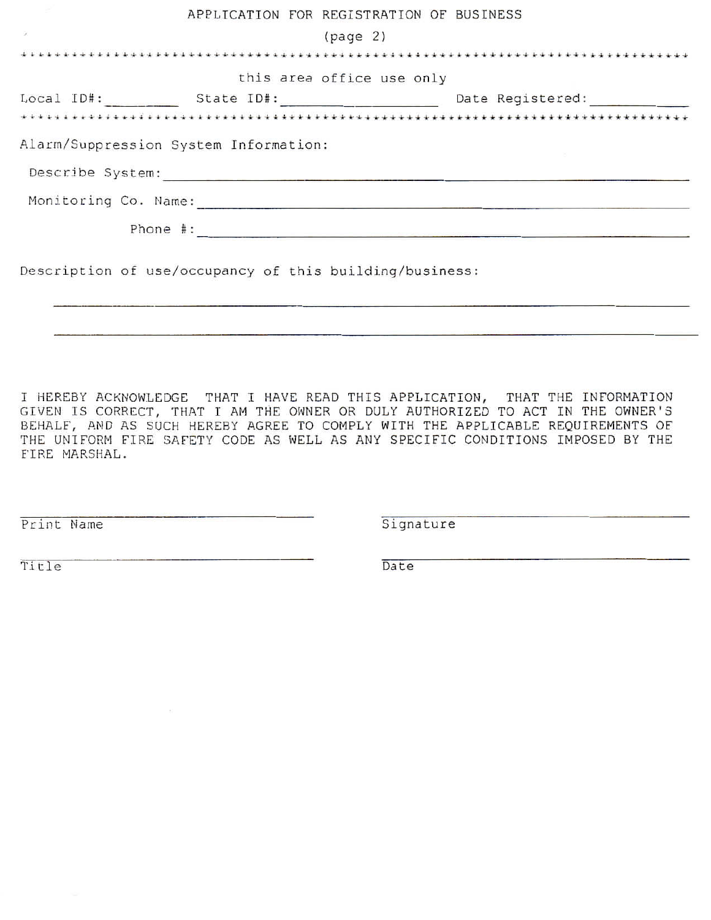APPLICATION FOR REGISTRATION OF BUSINESS

(page 2)

\*\*\*\*\*\*\*\*\*\*\*\*\*\*\*\*\*\*\*\*\*\*\*\*\*\*\*\*\*\*\*\*\*\*\*\*\*\*\*\*\*\*\*\*\*\*\*\*\*\*\*\*\*\*\*\*\*\*\*\*\*\*\*\*\*\*\*\*\*\*\*\*\*\*\*\*

this area office use only

Local ID#:\_\_\_\_\_\_\_\_ State ID#:\_\_\_\_\_\_\_\_\_\_\_\_\_\_\_\_\_\_ Date Registered:\_\_\_\_\_\_\_\_\_\_\_\_

\*\*\*\*\*\*\*\*\*\*\*\*\*\*\*\*\*\*\*\*\*\*\*\*\*\*\*\*\*\*\*\*\*\*\*\*\*\*\*\*\*\*\*\*\*\*\*\*\*\*\*\*\*\*\*\*\*\*\*\*\*\*\*\*\*\*\*\*\*\*\*\*\*\*\*\*

Alarm/Suppression System Information:

Describe System:\_\_\_\_\_\_\_\_\_\_\_\_\_\_\_\_\_\_\_\_\_\_\_\_\_\_\_\_\_\_\_\_\_\_\_\_\_\_\_\_\_\_\_\_\_\_\_\_\_\_\_\_\_\_

Monitoring Co. Name:\_\_\_\_\_\_\_\_\_\_\_\_\_\_\_\_\_\_\_\_\_\_\_\_\_\_\_\_\_\_\_\_\_\_\_\_\_\_\_\_\_\_\_\_\_\_\_\_\_\_\_\_\_\_

Phone #:\_\_\_\_\_\_\_\_\_\_\_\_\_\_\_\_\_\_\_\_\_\_\_\_\_\_\_\_\_\_\_\_\_\_\_\_\_\_\_\_\_\_\_\_\_\_\_\_\_\_\_\_\_\_

Description of use/occupancy of this building/business:

\_\_\_\_\_\_\_\_\_\_\_\_\_\_\_\_\_\_\_\_\_\_\_\_\_\_\_\_\_\_\_\_\_\_\_\_\_\_\_\_\_\_\_\_\_\_\_\_\_\_\_\_\_\_\_\_\_\_\_\_\_\_\_\_\_\_\_\_\_\_

\_\_\_\_\_\_\_\_\_\_\_\_\_\_\_\_\_\_\_\_\_\_\_\_\_\_\_\_\_\_\_\_\_\_\_\_\_\_\_\_\_\_\_\_\_\_\_\_\_\_\_\_\_\_\_\_\_\_\_\_\_\_\_\_\_\_\_\_\_\_

I HEREBY ACKNOWLEDGE THAT I HAVE READ THIS APPLICATION, THAT THE INFORMATION GIVEN IS CORRECT, THAT I AM THE OWNER OR DULY AUTHORIZED TO ACT IN THE OWNER'S BEHALF, AND AS SUCH HEREBY AGREE TO COMPLY WITH THE APPLICABLE REQUIREMENTS OF THE UNIFORM FIRE SAFETY CODE AS WELL AS ANY SPECIFIC CONDITIONS IMPOSED BY THE FIRE MARSHAL.

\_\_\_\_\_\_\_\_\_\_\_\_\_\_\_\_\_\_\_\_\_\_\_\_\_\_\_\_\_\_ \_\_\_\_\_\_\_\_\_\_\_\_\_\_\_\_\_\_\_\_\_\_\_\_\_\_\_\_\_\_

Print Name Signature

\_\_\_\_\_\_\_\_\_\_\_\_\_\_\_\_\_\_\_\_\_\_\_\_\_\_\_\_\_\_ \_\_\_\_\_\_\_\_\_\_\_\_\_\_\_\_\_\_\_\_\_\_\_\_\_\_\_\_\_\_

Title Date